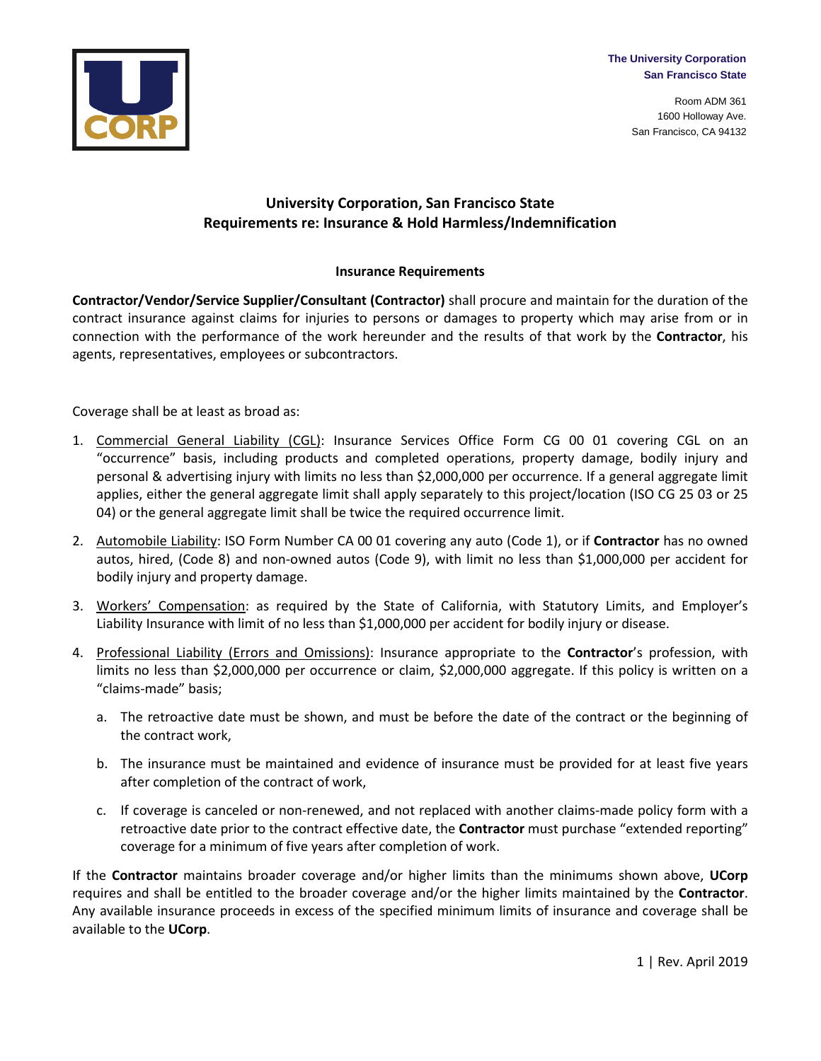The University Corporation
San Francisco State

Room ADM 361
1600 Holloway Ave.
San Francisco, CA 94132

# University Corporation, San Francisco State
# Requirements re: Insurance & Hold Harmless/Indemnification

## Insurance Requirements

**Contractor/Vendor/Service Supplier/Consultant (Contractor)** shall procure and maintain for the duration of the contract insurance against claims for injuries to persons or damages to property which may arise from or in connection with the performance of the work hereunder and the results of that work by the **Contractor**, his agents, representatives, employees or subcontractors.

Coverage shall be at least as broad as:

1. Commercial General Liability (CGL): Insurance Services Office Form CG 00 01 covering CGL on an "occurrence" basis, including products and completed operations, property damage, bodily injury and personal & advertising injury with limits no less than $2,000,000 per occurrence. If a general aggregate limit applies, either the general aggregate limit shall apply separately to this project/location (ISO CG 25 03 or 25 04) or the general aggregate limit shall be twice the required occurrence limit.
2. Automobile Liability: ISO Form Number CA 00 01 covering any auto (Code 1), or if **Contractor** has no owned autos, hired, (Code 8) and non-owned autos (Code 9), with limit no less than $1,000,000 per accident for bodily injury and property damage.
3. Workers' Compensation: as required by the State of California, with Statutory Limits, and Employer's Liability Insurance with limit of no less than $1,000,000 per accident for bodily injury or disease.
4. Professional Liability (Errors and Omissions): Insurance appropriate to the **Contractor**'s profession, with limits no less than $2,000,000 per occurrence or claim, $2,000,000 aggregate. If this policy is written on a "claims-made" basis;
   a. The retroactive date must be shown, and must be before the date of the contract or the beginning of the contract work,
   b. The insurance must be maintained and evidence of insurance must be provided for at least five years after completion of the contract of work,
   c. If coverage is canceled or non-renewed, and not replaced with another claims-made policy form with a retroactive date prior to the contract effective date, the **Contractor** must purchase "extended reporting" coverage for a minimum of five years after completion of work.

If the **Contractor** maintains broader coverage and/or higher limits than the minimums shown above, **UCorp** requires and shall be entitled to the broader coverage and/or the higher limits maintained by the **Contractor**. Any available insurance proceeds in excess of the specified minimum limits of insurance and coverage shall be available to the **UCorp**.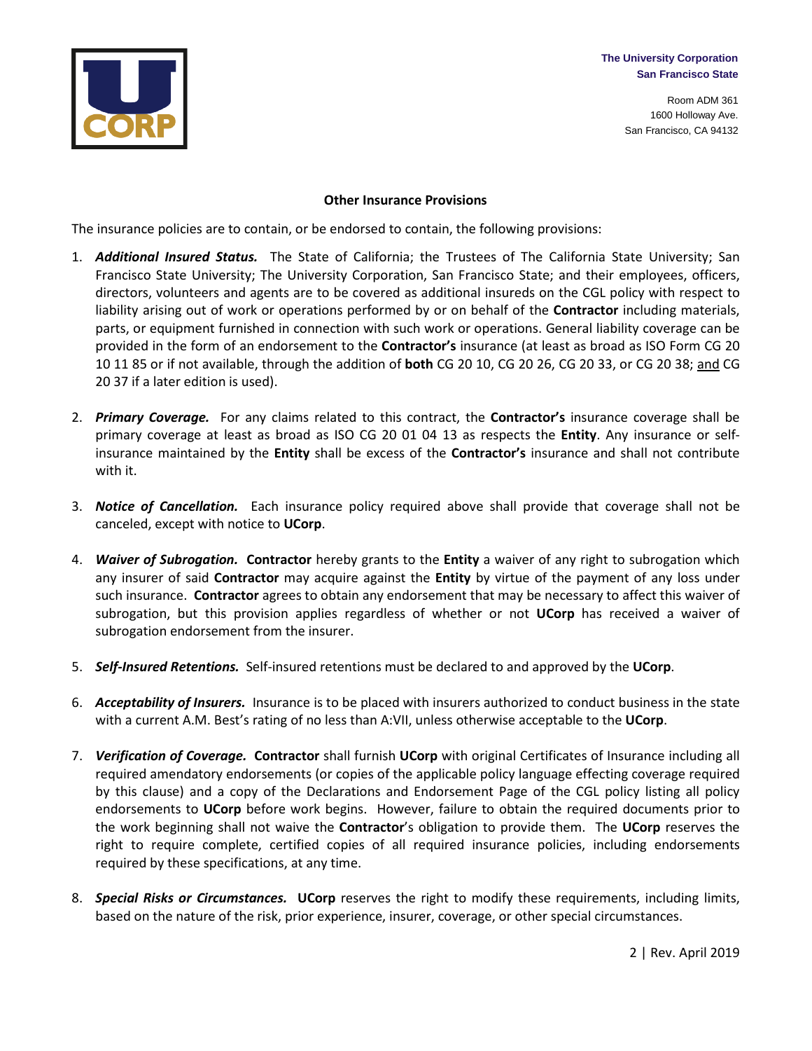**The University Corporation**
**San Francisco State**

Room ADM 361
1600 Holloway Ave.
San Francisco, CA 94132

### Other Insurance Provisions

The insurance policies are to contain, or be endorsed to contain, the following provisions:

1. ***Additional Insured Status.*** The State of California; the Trustees of The California State University; San Francisco State University; The University Corporation, San Francisco State; and their employees, officers, directors, volunteers and agents are to be covered as additional insureds on the CGL policy with respect to liability arising out of work or operations performed by or on behalf of the **Contractor** including materials, parts, or equipment furnished in connection with such work or operations. General liability coverage can be provided in the form of an endorsement to the **Contractor's** insurance (at least as broad as ISO Form CG 20 10 11 85 or if not available, through the addition of **both** CG 20 10, CG 20 26, CG 20 33, or CG 20 38; <u>and</u> CG 20 37 if a later edition is used).

2. ***Primary Coverage.*** For any claims related to this contract, the **Contractor's** insurance coverage shall be primary coverage at least as broad as ISO CG 20 01 04 13 as respects the **Entity**. Any insurance or self-insurance maintained by the **Entity** shall be excess of the **Contractor's** insurance and shall not contribute with it.

3. ***Notice of Cancellation.*** Each insurance policy required above shall provide that coverage shall not be canceled, except with notice to **UCorp**.

4. ***Waiver of Subrogation.*** **Contractor** hereby grants to the **Entity** a waiver of any right to subrogation which any insurer of said **Contractor** may acquire against the **Entity** by virtue of the payment of any loss under such insurance. **Contractor** agrees to obtain any endorsement that may be necessary to affect this waiver of subrogation, but this provision applies regardless of whether or not **UCorp** has received a waiver of subrogation endorsement from the insurer.

5. ***Self-Insured Retentions.*** Self-insured retentions must be declared to and approved by the **UCorp**.

6. ***Acceptability of Insurers.*** Insurance is to be placed with insurers authorized to conduct business in the state with a current A.M. Best's rating of no less than A:VII, unless otherwise acceptable to the **UCorp**.

7. ***Verification of Coverage.*** **Contractor** shall furnish **UCorp** with original Certificates of Insurance including all required amendatory endorsements (or copies of the applicable policy language effecting coverage required by this clause) and a copy of the Declarations and Endorsement Page of the CGL policy listing all policy endorsements to **UCorp** before work begins. However, failure to obtain the required documents prior to the work beginning shall not waive the **Contractor**'s obligation to provide them. The **UCorp** reserves the right to require complete, certified copies of all required insurance policies, including endorsements required by these specifications, at any time.

8. ***Special Risks or Circumstances.*** **UCorp** reserves the right to modify these requirements, including limits, based on the nature of the risk, prior experience, insurer, coverage, or other special circumstances.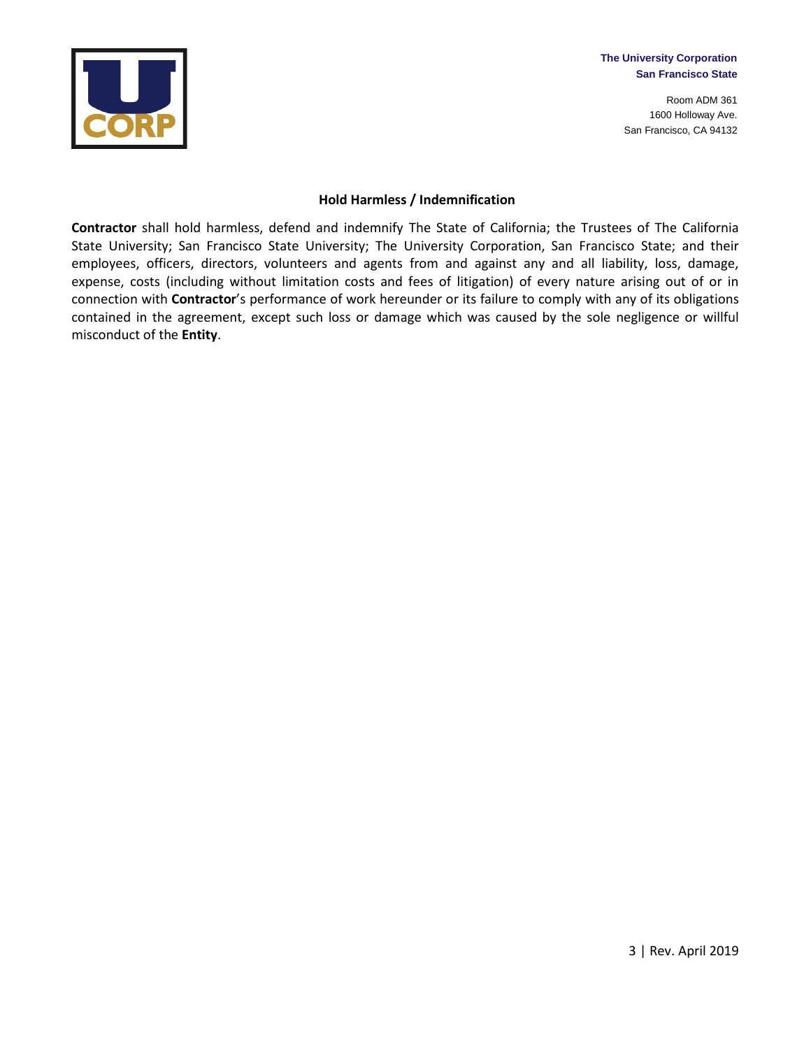The University Corporation
San Francisco State

Room ADM 361
1600 Holloway Ave.
San Francisco, CA 94132

## Hold Harmless / Indemnification

**Contractor** shall hold harmless, defend and indemnify The State of California; the Trustees of The California State University; San Francisco State University; The University Corporation, San Francisco State; and their employees, officers, directors, volunteers and agents from and against any and all liability, loss, damage, expense, costs (including without limitation costs and fees of litigation) of every nature arising out of or in connection with **Contractor**'s performance of work hereunder or its failure to comply with any of its obligations contained in the agreement, except such loss or damage which was caused by the sole negligence or willful misconduct of the **Entity**.